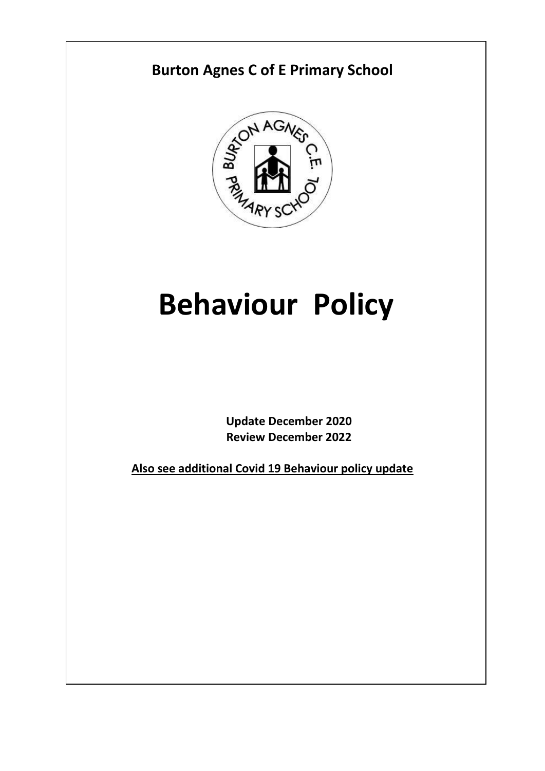**Burton Agnes C of E Primary School**

# Behaviour Policy

**Update December 2020**
**Review December 2022**

**Also see additional Covid 19 Behaviour policy update**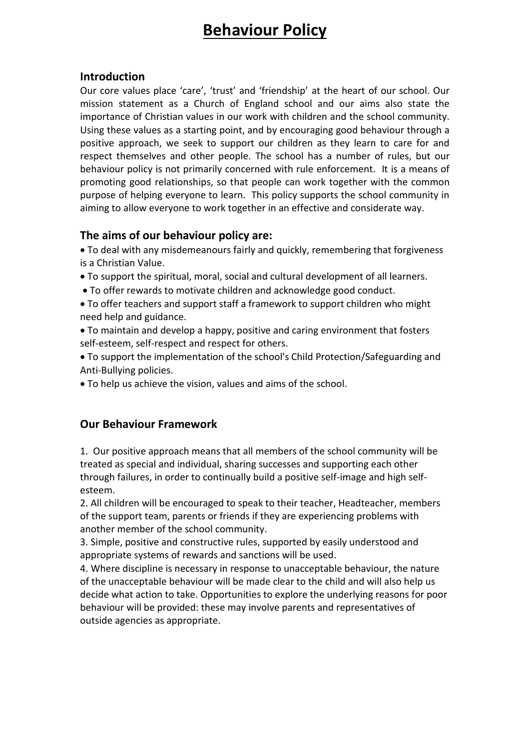# Behaviour Policy

## Introduction

Our core values place 'care', 'trust' and 'friendship' at the heart of our school. Our mission statement as a Church of England school and our aims also state the importance of Christian values in our work with children and the school community. Using these values as a starting point, and by encouraging good behaviour through a positive approach, we seek to support our children as they learn to care for and respect themselves and other people. The school has a number of rules, but our behaviour policy is not primarily concerned with rule enforcement. It is a means of promoting good relationships, so that people can work together with the common purpose of helping everyone to learn. This policy supports the school community in aiming to allow everyone to work together in an effective and considerate way.

## The aims of our behaviour policy are:

- To deal with any misdemeanours fairly and quickly, remembering that forgiveness is a Christian Value.
- To support the spiritual, moral, social and cultural development of all learners.
- To offer rewards to motivate children and acknowledge good conduct.
- To offer teachers and support staff a framework to support children who might need help and guidance.
- To maintain and develop a happy, positive and caring environment that fosters self-esteem, self-respect and respect for others.
- To support the implementation of the school's Child Protection/Safeguarding and Anti-Bullying policies.
- To help us achieve the vision, values and aims of the school.

## Our Behaviour Framework

1. Our positive approach means that all members of the school community will be treated as special and individual, sharing successes and supporting each other through failures, in order to continually build a positive self-image and high self-esteem.
2. All children will be encouraged to speak to their teacher, Headteacher, members of the support team, parents or friends if they are experiencing problems with another member of the school community.
3. Simple, positive and constructive rules, supported by easily understood and appropriate systems of rewards and sanctions will be used.
4. Where discipline is necessary in response to unacceptable behaviour, the nature of the unacceptable behaviour will be made clear to the child and will also help us decide what action to take. Opportunities to explore the underlying reasons for poor behaviour will be provided: these may involve parents and representatives of outside agencies as appropriate.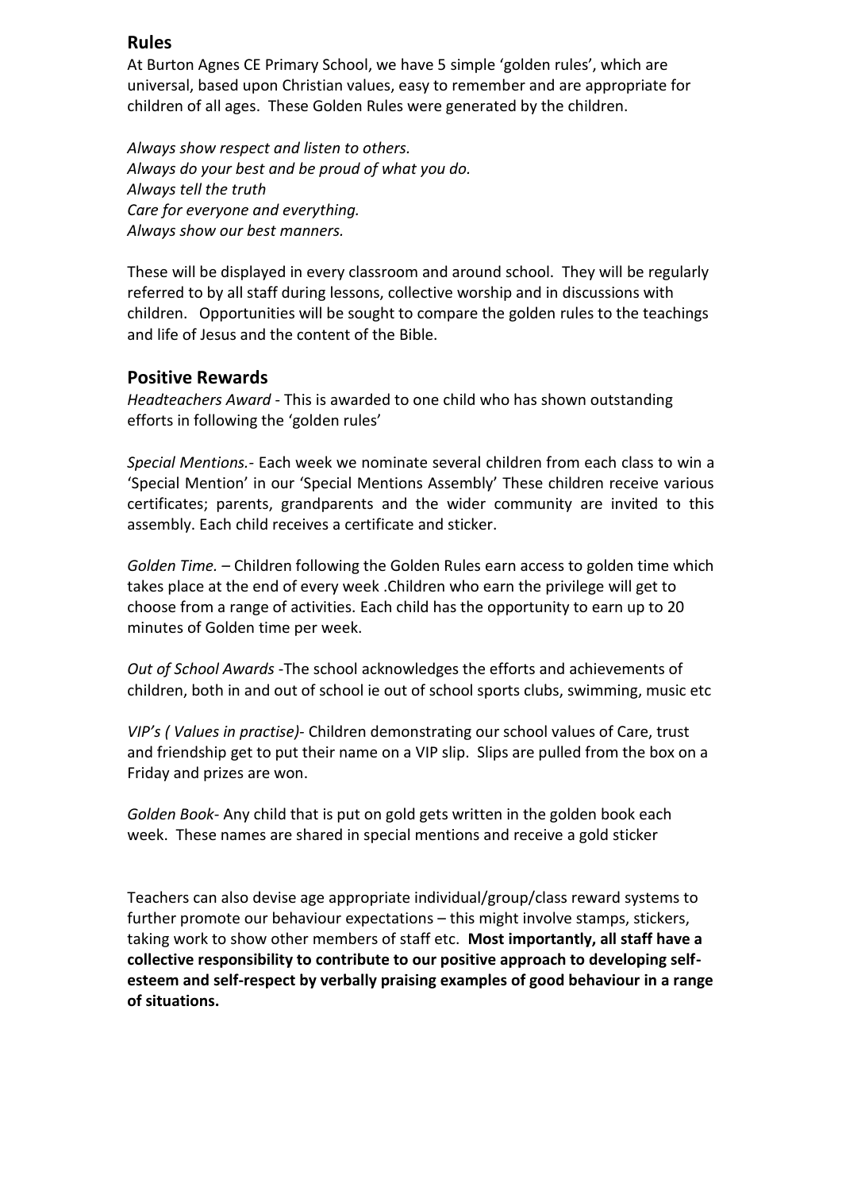## Rules

At Burton Agnes CE Primary School, we have 5 simple 'golden rules', which are universal, based upon Christian values, easy to remember and are appropriate for children of all ages. These Golden Rules were generated by the children.

*Always show respect and listen to others.*
*Always do your best and be proud of what you do.*
*Always tell the truth*
*Care for everyone and everything.*
*Always show our best manners.*

These will be displayed in every classroom and around school. They will be regularly referred to by all staff during lessons, collective worship and in discussions with children. Opportunities will be sought to compare the golden rules to the teachings and life of Jesus and the content of the Bible.

## Positive Rewards

*Headteachers Award* - This is awarded to one child who has shown outstanding efforts in following the 'golden rules'

*Special Mentions.*- Each week we nominate several children from each class to win a 'Special Mention' in our 'Special Mentions Assembly' These children receive various certificates; parents, grandparents and the wider community are invited to this assembly. Each child receives a certificate and sticker.

*Golden Time.* – Children following the Golden Rules earn access to golden time which takes place at the end of every week .Children who earn the privilege will get to choose from a range of activities. Each child has the opportunity to earn up to 20 minutes of Golden time per week.

*Out of School Awards* -The school acknowledges the efforts and achievements of children, both in and out of school ie out of school sports clubs, swimming, music etc

*VIP's ( Values in practise)*- Children demonstrating our school values of Care, trust and friendship get to put their name on a VIP slip. Slips are pulled from the box on a Friday and prizes are won.

*Golden Book*- Any child that is put on gold gets written in the golden book each week. These names are shared in special mentions and receive a gold sticker

Teachers can also devise age appropriate individual/group/class reward systems to further promote our behaviour expectations – this might involve stamps, stickers, taking work to show other members of staff etc. **Most importantly, all staff have a collective responsibility to contribute to our positive approach to developing self-esteem and self-respect by verbally praising examples of good behaviour in a range of situations.**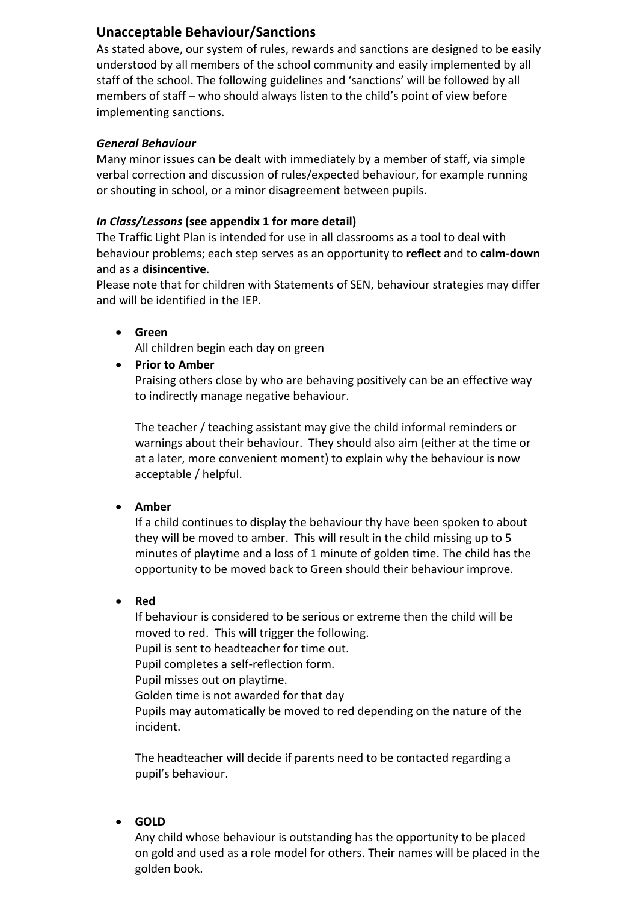## Unacceptable Behaviour/Sanctions

As stated above, our system of rules, rewards and sanctions are designed to be easily understood by all members of the school community and easily implemented by all staff of the school. The following guidelines and 'sanctions' will be followed by all members of staff – who should always listen to the child's point of view before implementing sanctions.

***General Behaviour***

Many minor issues can be dealt with immediately by a member of staff, via simple verbal correction and discussion of rules/expected behaviour, for example running or shouting in school, or a minor disagreement between pupils.

***In Class/Lessons*** **(see appendix 1 for more detail)**

The Traffic Light Plan is intended for use in all classrooms as a tool to deal with behaviour problems; each step serves as an opportunity to **reflect** and to **calm-down** and as a **disincentive**.

Please note that for children with Statements of SEN, behaviour strategies may differ and will be identified in the IEP.

- **Green**
  All children begin each day on green
- **Prior to Amber**
  Praising others close by who are behaving positively can be an effective way to indirectly manage negative behaviour.

  The teacher / teaching assistant may give the child informal reminders or warnings about their behaviour. They should also aim (either at the time or at a later, more convenient moment) to explain why the behaviour is now acceptable / helpful.

- **Amber**
  If a child continues to display the behaviour thy have been spoken to about they will be moved to amber. This will result in the child missing up to 5 minutes of playtime and a loss of 1 minute of golden time. The child has the opportunity to be moved back to Green should their behaviour improve.

- **Red**
  If behaviour is considered to be serious or extreme then the child will be moved to red. This will trigger the following.
  Pupil is sent to headteacher for time out.
  Pupil completes a self-reflection form.
  Pupil misses out on playtime.
  Golden time is not awarded for that day
  Pupils may automatically be moved to red depending on the nature of the incident.

  The headteacher will decide if parents need to be contacted regarding a pupil's behaviour.

- **GOLD**
  Any child whose behaviour is outstanding has the opportunity to be placed on gold and used as a role model for others. Their names will be placed in the golden book.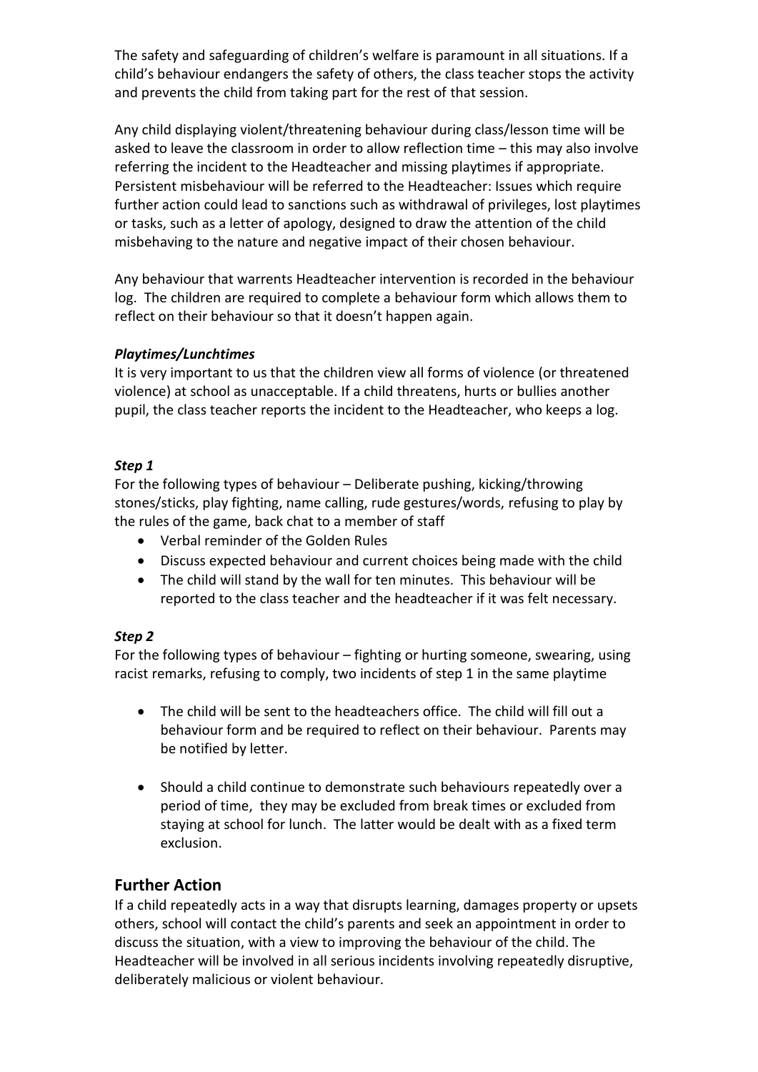The safety and safeguarding of children's welfare is paramount in all situations. If a child's behaviour endangers the safety of others, the class teacher stops the activity and prevents the child from taking part for the rest of that session.

Any child displaying violent/threatening behaviour during class/lesson time will be asked to leave the classroom in order to allow reflection time – this may also involve referring the incident to the Headteacher and missing playtimes if appropriate. Persistent misbehaviour will be referred to the Headteacher: Issues which require further action could lead to sanctions such as withdrawal of privileges, lost playtimes or tasks, such as a letter of apology, designed to draw the attention of the child misbehaving to the nature and negative impact of their chosen behaviour.

Any behaviour that warrents Headteacher intervention is recorded in the behaviour log. The children are required to complete a behaviour form which allows them to reflect on their behaviour so that it doesn't happen again.

***Playtimes/Lunchtimes***

It is very important to us that the children view all forms of violence (or threatened violence) at school as unacceptable. If a child threatens, hurts or bullies another pupil, the class teacher reports the incident to the Headteacher, who keeps a log.

***Step 1***

For the following types of behaviour – Deliberate pushing, kicking/throwing stones/sticks, play fighting, name calling, rude gestures/words, refusing to play by the rules of the game, back chat to a member of staff

- Verbal reminder of the Golden Rules
- Discuss expected behaviour and current choices being made with the child
- The child will stand by the wall for ten minutes. This behaviour will be reported to the class teacher and the headteacher if it was felt necessary.

***Step 2***

For the following types of behaviour – fighting or hurting someone, swearing, using racist remarks, refusing to comply, two incidents of step 1 in the same playtime

- The child will be sent to the headteachers office. The child will fill out a behaviour form and be required to reflect on their behaviour. Parents may be notified by letter.
- Should a child continue to demonstrate such behaviours repeatedly over a period of time, they may be excluded from break times or excluded from staying at school for lunch. The latter would be dealt with as a fixed term exclusion.

## Further Action

If a child repeatedly acts in a way that disrupts learning, damages property or upsets others, school will contact the child's parents and seek an appointment in order to discuss the situation, with a view to improving the behaviour of the child. The Headteacher will be involved in all serious incidents involving repeatedly disruptive, deliberately malicious or violent behaviour.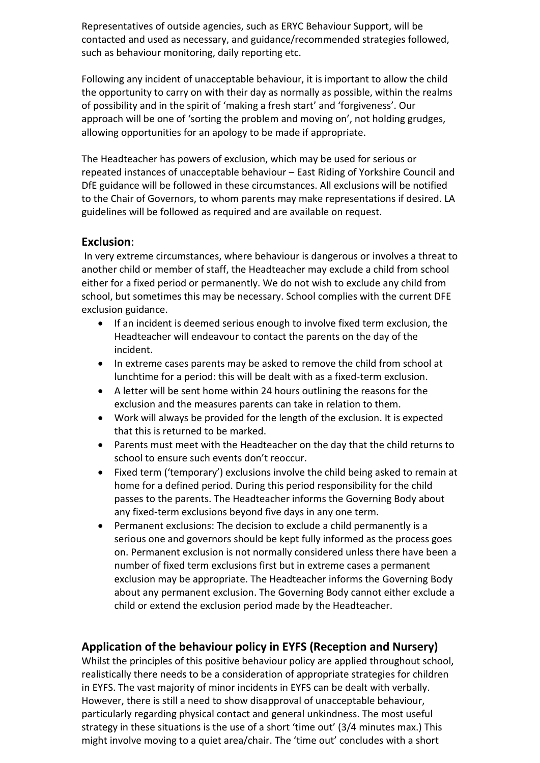Representatives of outside agencies, such as ERYC Behaviour Support, will be contacted and used as necessary, and guidance/recommended strategies followed, such as behaviour monitoring, daily reporting etc.

Following any incident of unacceptable behaviour, it is important to allow the child the opportunity to carry on with their day as normally as possible, within the realms of possibility and in the spirit of 'making a fresh start' and 'forgiveness'. Our approach will be one of 'sorting the problem and moving on', not holding grudges, allowing opportunities for an apology to be made if appropriate.

The Headteacher has powers of exclusion, which may be used for serious or repeated instances of unacceptable behaviour – East Riding of Yorkshire Council and DfE guidance will be followed in these circumstances. All exclusions will be notified to the Chair of Governors, to whom parents may make representations if desired. LA guidelines will be followed as required and are available on request.

## **Exclusion**:

In very extreme circumstances, where behaviour is dangerous or involves a threat to another child or member of staff, the Headteacher may exclude a child from school either for a fixed period or permanently. We do not wish to exclude any child from school, but sometimes this may be necessary. School complies with the current DFE exclusion guidance.

- If an incident is deemed serious enough to involve fixed term exclusion, the Headteacher will endeavour to contact the parents on the day of the incident.
- In extreme cases parents may be asked to remove the child from school at lunchtime for a period: this will be dealt with as a fixed-term exclusion.
- A letter will be sent home within 24 hours outlining the reasons for the exclusion and the measures parents can take in relation to them.
- Work will always be provided for the length of the exclusion. It is expected that this is returned to be marked.
- Parents must meet with the Headteacher on the day that the child returns to school to ensure such events don't reoccur.
- Fixed term ('temporary') exclusions involve the child being asked to remain at home for a defined period. During this period responsibility for the child passes to the parents. The Headteacher informs the Governing Body about any fixed-term exclusions beyond five days in any one term.
- Permanent exclusions: The decision to exclude a child permanently is a serious one and governors should be kept fully informed as the process goes on. Permanent exclusion is not normally considered unless there have been a number of fixed term exclusions first but in extreme cases a permanent exclusion may be appropriate. The Headteacher informs the Governing Body about any permanent exclusion. The Governing Body cannot either exclude a child or extend the exclusion period made by the Headteacher.

## **Application of the behaviour policy in EYFS (Reception and Nursery)**

Whilst the principles of this positive behaviour policy are applied throughout school, realistically there needs to be a consideration of appropriate strategies for children in EYFS. The vast majority of minor incidents in EYFS can be dealt with verbally. However, there is still a need to show disapproval of unacceptable behaviour, particularly regarding physical contact and general unkindness. The most useful strategy in these situations is the use of a short 'time out' (3/4 minutes max.) This might involve moving to a quiet area/chair. The 'time out' concludes with a short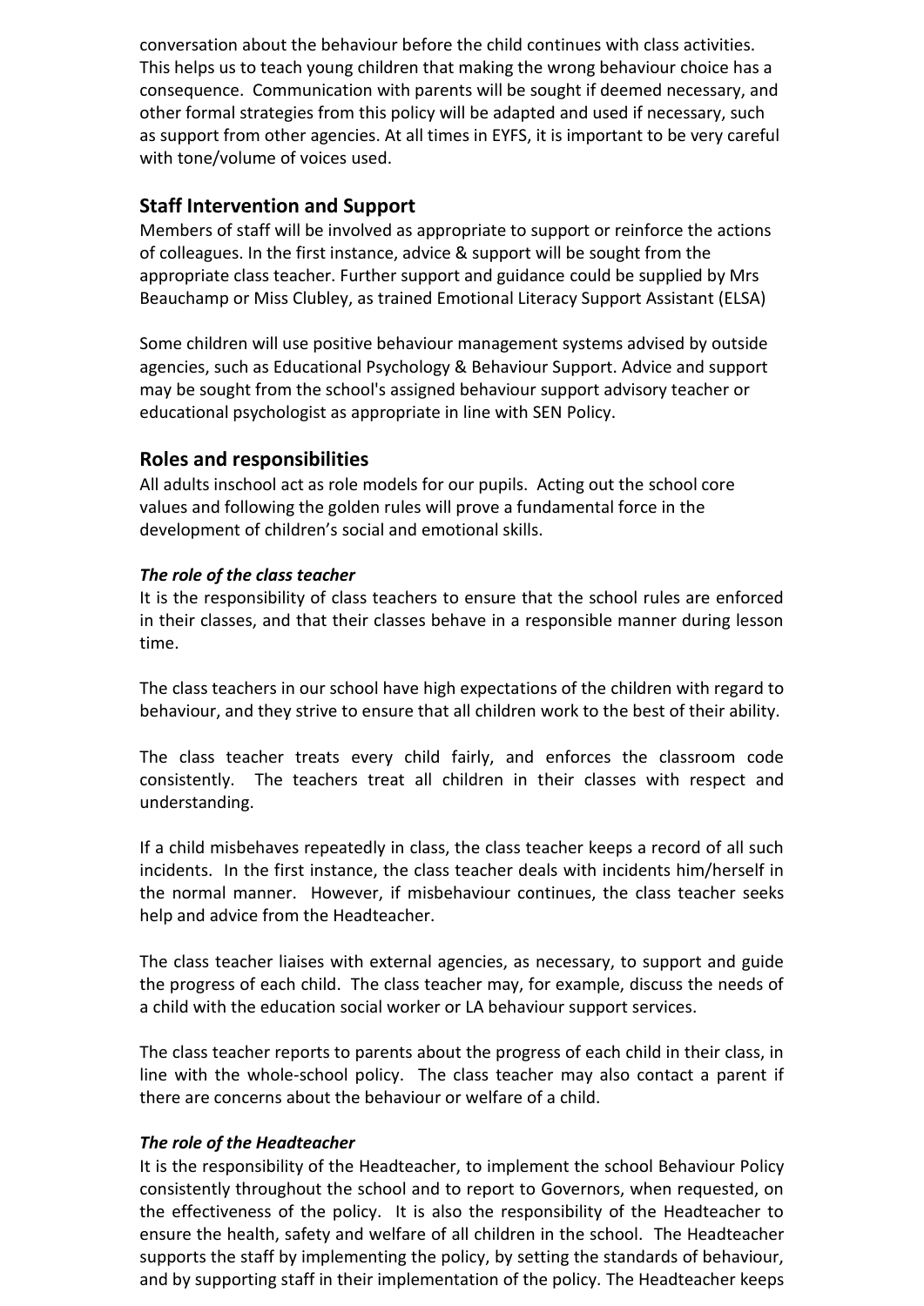conversation about the behaviour before the child continues with class activities. This helps us to teach young children that making the wrong behaviour choice has a consequence. Communication with parents will be sought if deemed necessary, and other formal strategies from this policy will be adapted and used if necessary, such as support from other agencies. At all times in EYFS, it is important to be very careful with tone/volume of voices used.

## Staff Intervention and Support

Members of staff will be involved as appropriate to support or reinforce the actions of colleagues. In the first instance, advice & support will be sought from the appropriate class teacher. Further support and guidance could be supplied by Mrs Beauchamp or Miss Clubley, as trained Emotional Literacy Support Assistant (ELSA)

Some children will use positive behaviour management systems advised by outside agencies, such as Educational Psychology & Behaviour Support. Advice and support may be sought from the school's assigned behaviour support advisory teacher or educational psychologist as appropriate in line with SEN Policy.

## Roles and responsibilities

All adults inschool act as role models for our pupils. Acting out the school core values and following the golden rules will prove a fundamental force in the development of children's social and emotional skills.

***The role of the class teacher***

It is the responsibility of class teachers to ensure that the school rules are enforced in their classes, and that their classes behave in a responsible manner during lesson time.

The class teachers in our school have high expectations of the children with regard to behaviour, and they strive to ensure that all children work to the best of their ability.

The class teacher treats every child fairly, and enforces the classroom code consistently. The teachers treat all children in their classes with respect and understanding.

If a child misbehaves repeatedly in class, the class teacher keeps a record of all such incidents. In the first instance, the class teacher deals with incidents him/herself in the normal manner. However, if misbehaviour continues, the class teacher seeks help and advice from the Headteacher.

The class teacher liaises with external agencies, as necessary, to support and guide the progress of each child. The class teacher may, for example, discuss the needs of a child with the education social worker or LA behaviour support services.

The class teacher reports to parents about the progress of each child in their class, in line with the whole-school policy. The class teacher may also contact a parent if there are concerns about the behaviour or welfare of a child.

***The role of the Headteacher***

It is the responsibility of the Headteacher, to implement the school Behaviour Policy consistently throughout the school and to report to Governors, when requested, on the effectiveness of the policy. It is also the responsibility of the Headteacher to ensure the health, safety and welfare of all children in the school. The Headteacher supports the staff by implementing the policy, by setting the standards of behaviour, and by supporting staff in their implementation of the policy. The Headteacher keeps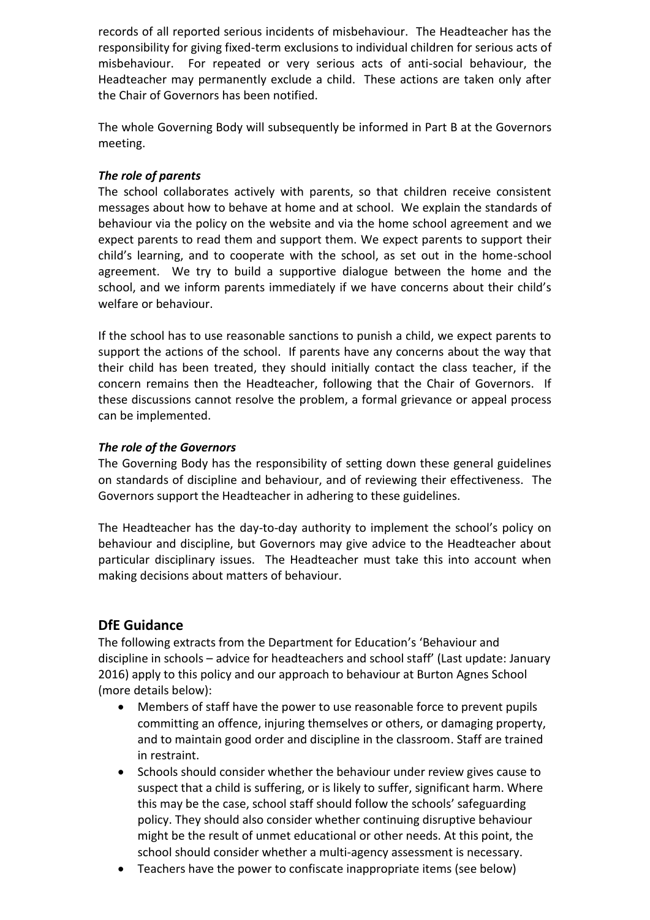records of all reported serious incidents of misbehaviour. The Headteacher has the responsibility for giving fixed-term exclusions to individual children for serious acts of misbehaviour. For repeated or very serious acts of anti-social behaviour, the Headteacher may permanently exclude a child. These actions are taken only after the Chair of Governors has been notified.

The whole Governing Body will subsequently be informed in Part B at the Governors meeting.

***The role of parents***

The school collaborates actively with parents, so that children receive consistent messages about how to behave at home and at school. We explain the standards of behaviour via the policy on the website and via the home school agreement and we expect parents to read them and support them. We expect parents to support their child's learning, and to cooperate with the school, as set out in the home-school agreement. We try to build a supportive dialogue between the home and the school, and we inform parents immediately if we have concerns about their child's welfare or behaviour.

If the school has to use reasonable sanctions to punish a child, we expect parents to support the actions of the school. If parents have any concerns about the way that their child has been treated, they should initially contact the class teacher, if the concern remains then the Headteacher, following that the Chair of Governors. If these discussions cannot resolve the problem, a formal grievance or appeal process can be implemented.

***The role of the Governors***

The Governing Body has the responsibility of setting down these general guidelines on standards of discipline and behaviour, and of reviewing their effectiveness. The Governors support the Headteacher in adhering to these guidelines.

The Headteacher has the day-to-day authority to implement the school's policy on behaviour and discipline, but Governors may give advice to the Headteacher about particular disciplinary issues. The Headteacher must take this into account when making decisions about matters of behaviour.

## DfE Guidance

The following extracts from the Department for Education's 'Behaviour and discipline in schools – advice for headteachers and school staff' (Last update: January 2016) apply to this policy and our approach to behaviour at Burton Agnes School (more details below):

- Members of staff have the power to use reasonable force to prevent pupils committing an offence, injuring themselves or others, or damaging property, and to maintain good order and discipline in the classroom. Staff are trained in restraint.
- Schools should consider whether the behaviour under review gives cause to suspect that a child is suffering, or is likely to suffer, significant harm. Where this may be the case, school staff should follow the schools' safeguarding policy. They should also consider whether continuing disruptive behaviour might be the result of unmet educational or other needs. At this point, the school should consider whether a multi-agency assessment is necessary.
- Teachers have the power to confiscate inappropriate items (see below)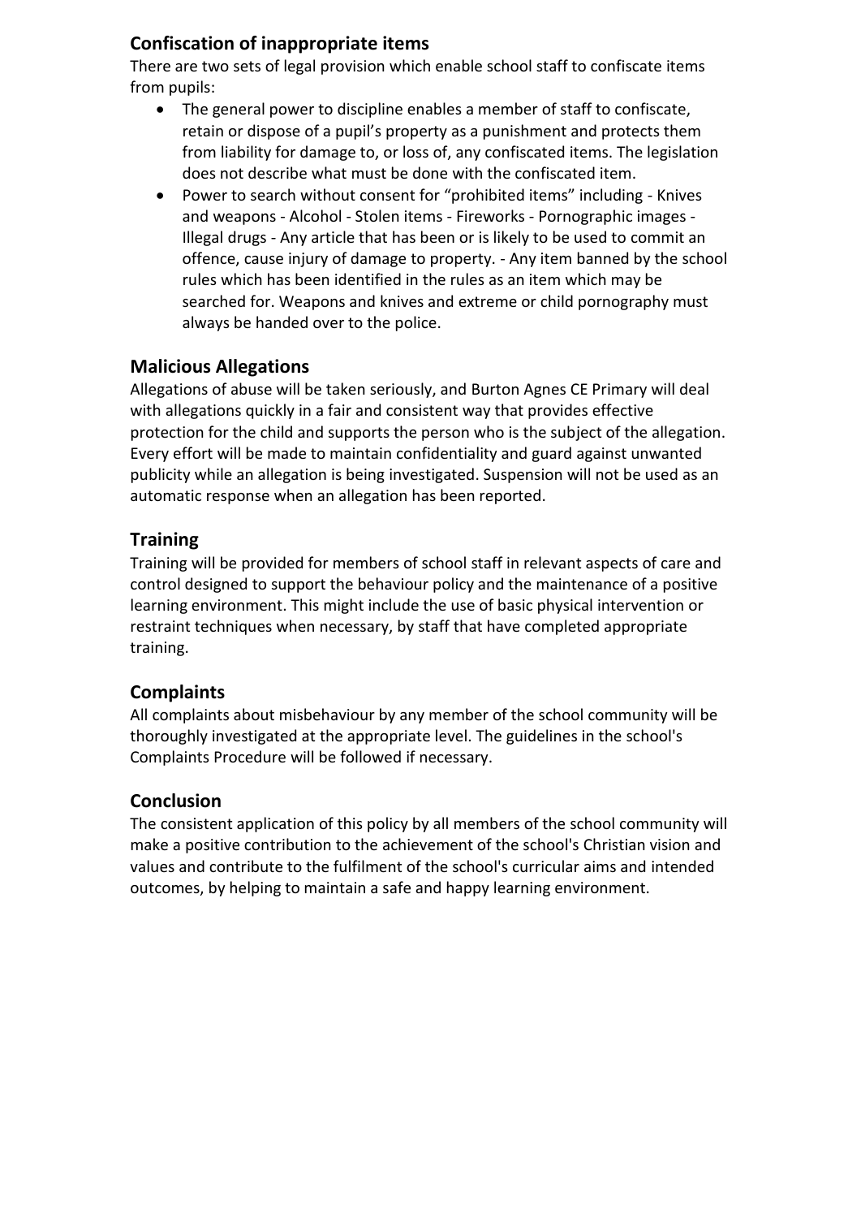## Confiscation of inappropriate items

There are two sets of legal provision which enable school staff to confiscate items from pupils:

- The general power to discipline enables a member of staff to confiscate, retain or dispose of a pupil's property as a punishment and protects them from liability for damage to, or loss of, any confiscated items. The legislation does not describe what must be done with the confiscated item.
- Power to search without consent for "prohibited items" including - Knives and weapons - Alcohol - Stolen items - Fireworks - Pornographic images - Illegal drugs - Any article that has been or is likely to be used to commit an offence, cause injury of damage to property. - Any item banned by the school rules which has been identified in the rules as an item which may be searched for. Weapons and knives and extreme or child pornography must always be handed over to the police.

## Malicious Allegations

Allegations of abuse will be taken seriously, and Burton Agnes CE Primary will deal with allegations quickly in a fair and consistent way that provides effective protection for the child and supports the person who is the subject of the allegation. Every effort will be made to maintain confidentiality and guard against unwanted publicity while an allegation is being investigated. Suspension will not be used as an automatic response when an allegation has been reported.

## Training

Training will be provided for members of school staff in relevant aspects of care and control designed to support the behaviour policy and the maintenance of a positive learning environment. This might include the use of basic physical intervention or restraint techniques when necessary, by staff that have completed appropriate training.

## Complaints

All complaints about misbehaviour by any member of the school community will be thoroughly investigated at the appropriate level. The guidelines in the school's Complaints Procedure will be followed if necessary.

## Conclusion

The consistent application of this policy by all members of the school community will make a positive contribution to the achievement of the school's Christian vision and values and contribute to the fulfilment of the school's curricular aims and intended outcomes, by helping to maintain a safe and happy learning environment.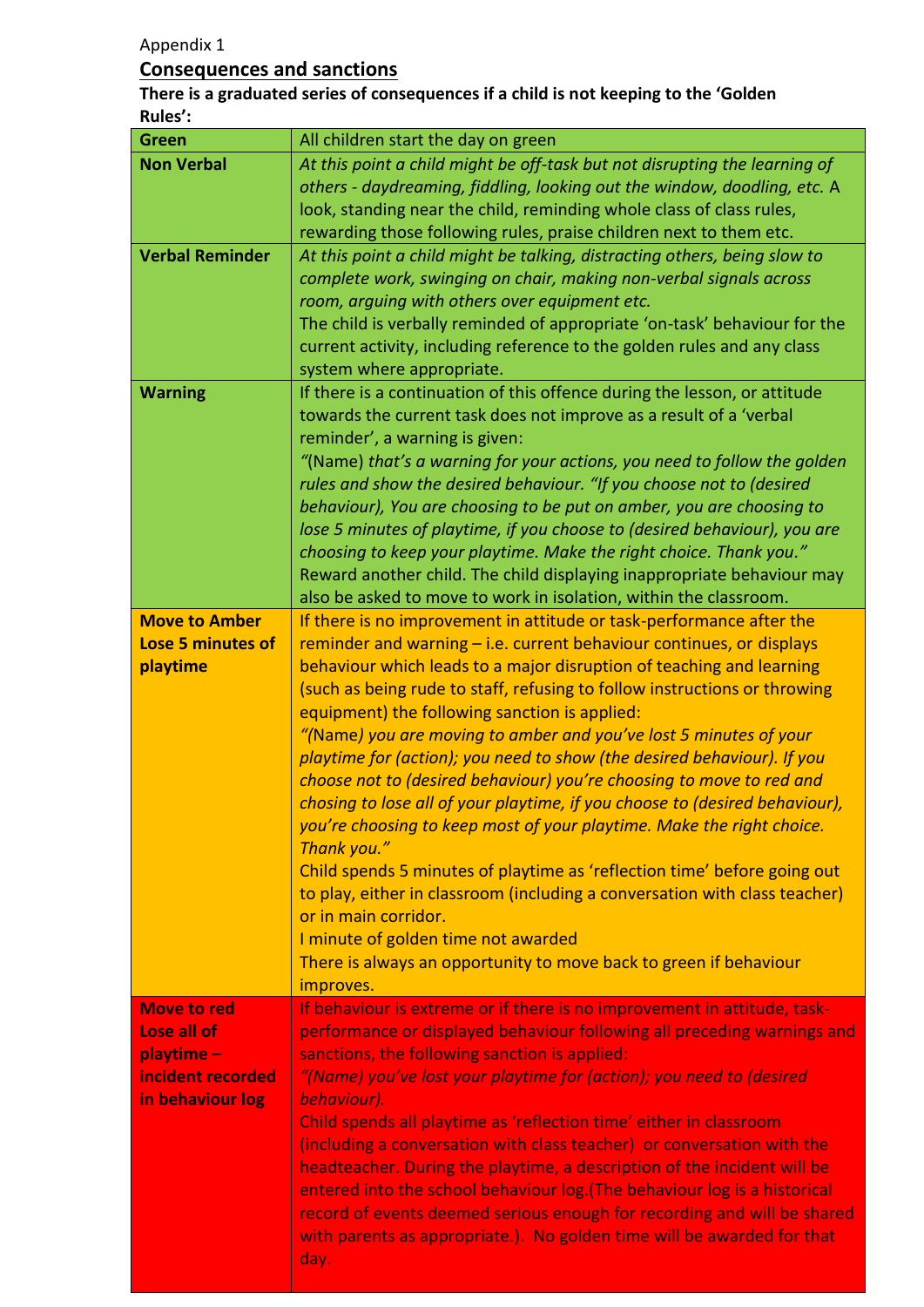Appendix 1

## Consequences and sanctions

**There is a graduated series of consequences if a child is not keeping to the 'Golden Rules':**

| | |
|---|---|
| **Green** | All children start the day on green |
| **Non Verbal** | *At this point a child might be off-task but not disrupting the learning of others - daydreaming, fiddling, looking out the window, doodling, etc.* A look, standing near the child, reminding whole class of class rules, rewarding those following rules, praise children next to them etc. |
| **Verbal Reminder** | *At this point a child might be talking, distracting others, being slow to complete work, swinging on chair, making non-verbal signals across room, arguing with others over equipment etc.*<br>The child is verbally reminded of appropriate 'on-task' behaviour for the current activity, including reference to the golden rules and any class system where appropriate. |
| **Warning** | If there is a continuation of this offence during the lesson, or attitude towards the current task does not improve as a result of a 'verbal reminder', a warning is given:<br>"(Name) *that's a warning for your actions, you need to follow the golden rules and show the desired behaviour. "If you choose not to (desired behaviour), You are choosing to be put on amber, you are choosing to lose 5 minutes of playtime, if you choose to (desired behaviour), you are choosing to keep your playtime. Make the right choice. Thank you."*<br>Reward another child. The child displaying inappropriate behaviour may also be asked to move to work in isolation, within the classroom. |
| **Move to Amber Lose 5 minutes of playtime** | If there is no improvement in attitude or task-performance after the reminder and warning – i.e. current behaviour continues, or displays behaviour which leads to a major disruption of teaching and learning (such as being rude to staff, refusing to follow instructions or throwing equipment) the following sanction is applied:<br>*"(*Name*) you are moving to amber and you've lost 5 minutes of your playtime for (action); you need to show (the desired behaviour). If you choose not to (desired behaviour) you're choosing to move to red and chosing to lose all of your playtime, if you choose to (desired behaviour), you're choosing to keep most of your playtime. Make the right choice. Thank you."*<br>Child spends 5 minutes of playtime as 'reflection time' before going out to play, either in classroom (including a conversation with class teacher) or in main corridor.<br>I minute of golden time not awarded<br>There is always an opportunity to move back to green if behaviour improves. |
| **Move to red Lose all of playtime – incident recorded in behaviour log** | If behaviour is extreme or if there is no improvement in attitude, task-performance or displayed behaviour following all preceding warnings and sanctions, the following sanction is applied:<br>*"(Name) you've lost your playtime for (action); you need to (desired behaviour).*<br>Child spends all playtime as 'reflection time' either in classroom (including a conversation with class teacher) or conversation with the headteacher. During the playtime, a description of the incident will be entered into the school behaviour log.(The behaviour log is a historical record of events deemed serious enough for recording and will be shared with parents as appropriate.). No golden time will be awarded for that day. |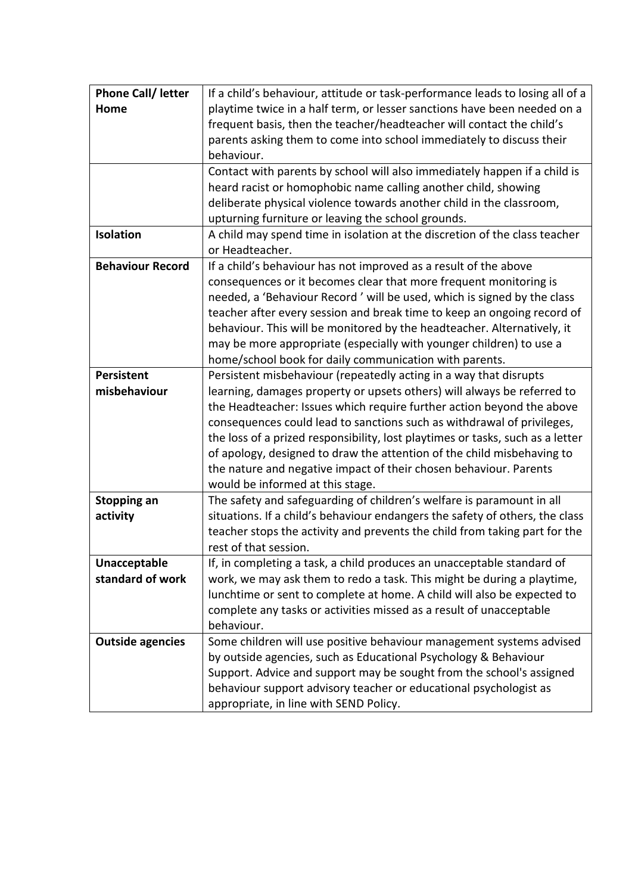| | |
|---|---|
| **Phone Call/ letter Home** | If a child's behaviour, attitude or task-performance leads to losing all of a playtime twice in a half term, or lesser sanctions have been needed on a frequent basis, then the teacher/headteacher will contact the child's parents asking them to come into school immediately to discuss their behaviour. |
| | Contact with parents by school will also immediately happen if a child is heard racist or homophobic name calling another child, showing deliberate physical violence towards another child in the classroom, upturning furniture or leaving the school grounds. |
| **Isolation** | A child may spend time in isolation at the discretion of the class teacher or Headteacher. |
| **Behaviour Record** | If a child's behaviour has not improved as a result of the above consequences or it becomes clear that more frequent monitoring is needed, a 'Behaviour Record ' will be used, which is signed by the class teacher after every session and break time to keep an ongoing record of behaviour. This will be monitored by the headteacher. Alternatively, it may be more appropriate (especially with younger children) to use a home/school book for daily communication with parents. |
| **Persistent misbehaviour** | Persistent misbehaviour (repeatedly acting in a way that disrupts learning, damages property or upsets others) will always be referred to the Headteacher: Issues which require further action beyond the above consequences could lead to sanctions such as withdrawal of privileges, the loss of a prized responsibility, lost playtimes or tasks, such as a letter of apology, designed to draw the attention of the child misbehaving to the nature and negative impact of their chosen behaviour. Parents would be informed at this stage. |
| **Stopping an activity** | The safety and safeguarding of children's welfare is paramount in all situations. If a child's behaviour endangers the safety of others, the class teacher stops the activity and prevents the child from taking part for the rest of that session. |
| **Unacceptable standard of work** | If, in completing a task, a child produces an unacceptable standard of work, we may ask them to redo a task. This might be during a playtime, lunchtime or sent to complete at home. A child will also be expected to complete any tasks or activities missed as a result of unacceptable behaviour. |
| **Outside agencies** | Some children will use positive behaviour management systems advised by outside agencies, such as Educational Psychology & Behaviour Support. Advice and support may be sought from the school's assigned behaviour support advisory teacher or educational psychologist as appropriate, in line with SEND Policy. |